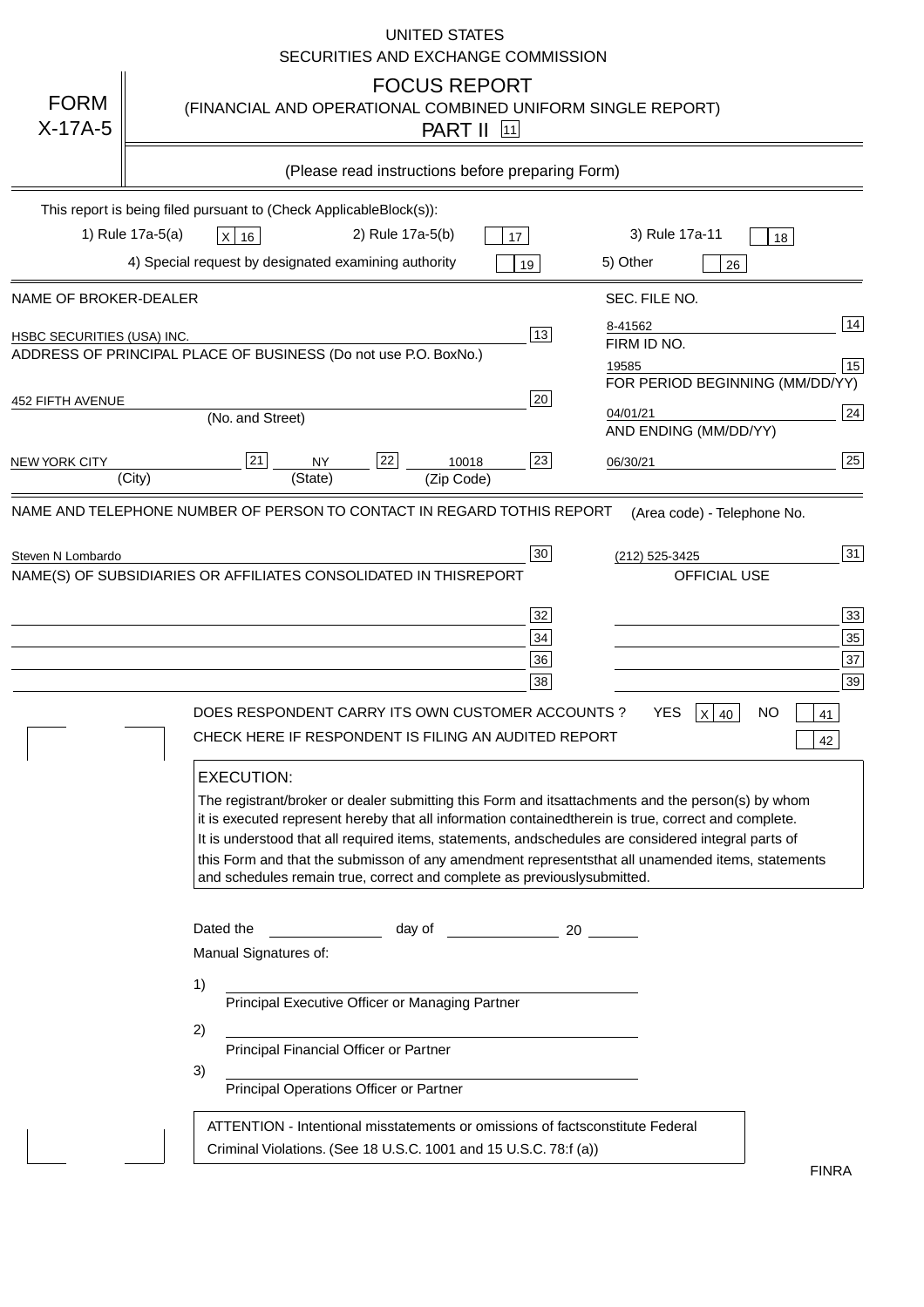UNITED STATES
SECURITIES AND EXCHANGE COMMISSION

# FORM X-17A-5

## FOCUS REPORT
(FINANCIAL AND OPERATIONAL COMBINED UNIFORM SINGLE REPORT)
PART II [11]

(Please read instructions before preparing Form)

This report is being filed pursuant to (Check Applicable Block(s)):

1) Rule 17a-5(a) [X] 16  2) Rule 17a-5(b) [ ] 17  3) Rule 17a-11 [ ] 18
4) Special request by designated examining authority [ ] 19  5) Other [ ] 26

| NAME OF BROKER-DEALER | | SEC. FILE NO. | |
|---|---|---|---|
| HSBC SECURITIES (USA) INC. | 13 | 8-41562 | 14 |
| ADDRESS OF PRINCIPAL PLACE OF BUSINESS (Do not use P.O. Box No.) | | FIRM ID NO. | |
| | | 19585 | 15 |
| 452 FIFTH AVENUE (No. and Street) | 20 | FOR PERIOD BEGINNING (MM/DD/YY) | |
| | | 04/01/21 | 24 |
| NEW YORK CITY (City) [21] NY (State) [22] 10018 (Zip Code) | 23 | AND ENDING (MM/DD/YY) | |
| | | 06/30/21 | 25 |

| NAME AND TELEPHONE NUMBER OF PERSON TO CONTACT IN REGARD TO THIS REPORT | | (Area code) - Telephone No. | |
|---|---|---|---|
| Steven N Lombardo | 30 | (212) 525-3425 | 31 |
| NAME(S) OF SUBSIDIARIES OR AFFILIATES CONSOLIDATED IN THIS REPORT | | OFFICIAL USE | |
| | 32 | | 33 |
| | 34 | | 35 |
| | 36 | | 37 |
| | 38 | | 39 |

DOES RESPONDENT CARRY ITS OWN CUSTOMER ACCOUNTS ? YES [X] 40 NO [ ] 41

CHECK HERE IF RESPONDENT IS FILING AN AUDITED REPORT [ ] 42

**EXECUTION:**

The registrant/broker or dealer submitting this Form and its attachments and the person(s) by whom it is executed represent hereby that all information contained therein is true, correct and complete. It is understood that all required items, statements, and schedules are considered integral parts of this Form and that the submisson of any amendment represents that all unamended items, statements and schedules remain true, correct and complete as previously submitted.

Dated the ______________ day of ______________ 20 ______

Manual Signatures of:

1) ________________________________
Principal Executive Officer or Managing Partner

2) ________________________________
Principal Financial Officer or Partner

3) ________________________________
Principal Operations Officer or Partner

ATTENTION - Intentional misstatements or omissions of facts constitute Federal Criminal Violations. (See 18 U.S.C. 1001 and 15 U.S.C. 78:f (a))

FINRA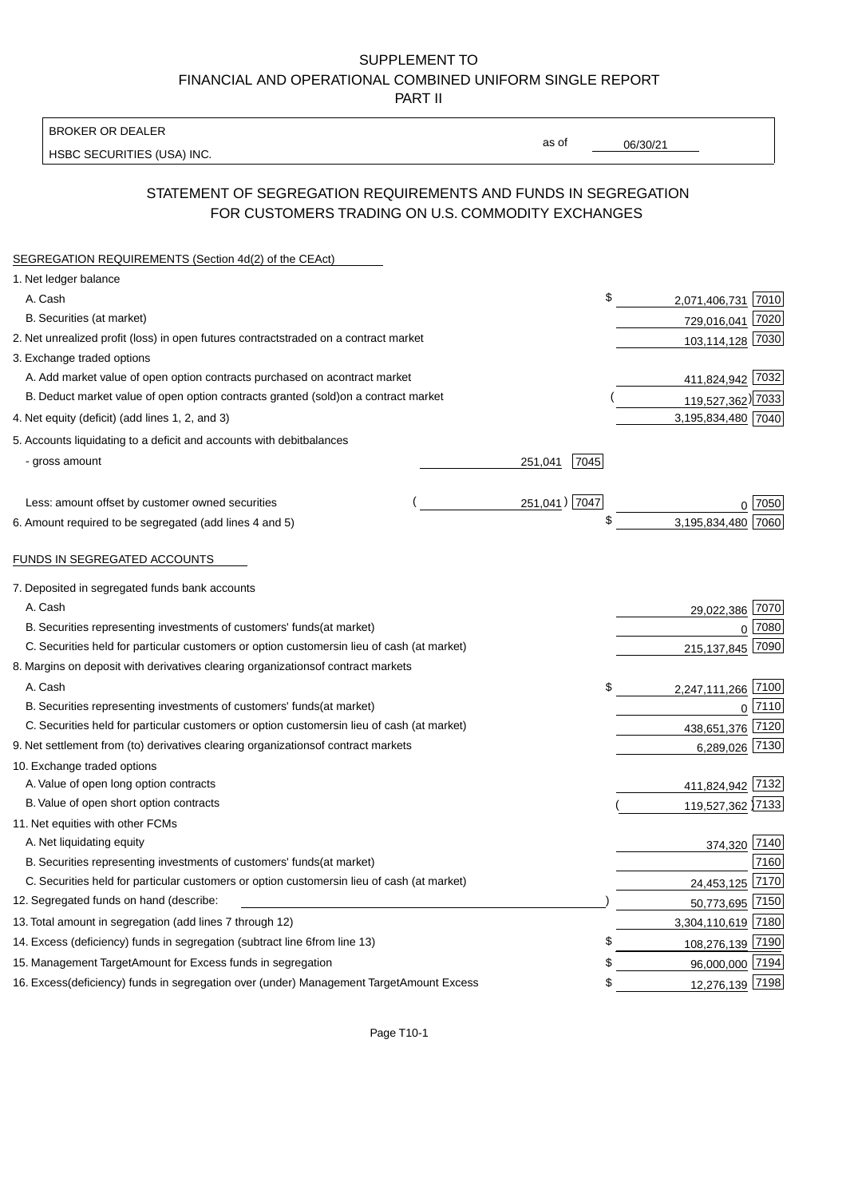SUPPLEMENT TO
FINANCIAL AND OPERATIONAL COMBINED UNIFORM SINGLE REPORT
PART II

BROKER OR DEALER

HSBC SECURITIES (USA) INC.

as of 06/30/21

## STATEMENT OF SEGREGATION REQUIREMENTS AND FUNDS IN SEGREGATION FOR CUSTOMERS TRADING ON U.S. COMMODITY EXCHANGES

SEGREGATION REQUIREMENTS (Section 4d(2) of the CEAct)

| | | | | |
|---|---|---|---|---|
| 1. Net ledger balance | | | | |
| A. Cash | | | $ 2,071,406,731 | 7010 |
| B. Securities (at market) | | | 729,016,041 | 7020 |
| 2. Net unrealized profit (loss) in open futures contractstraded on a contract market | | | 103,114,128 | 7030 |
| 3. Exchange traded options | | | | |
| A. Add market value of open option contracts purchased on acontract market | | | 411,824,942 | 7032 |
| B. Deduct market value of open option contracts granted (sold)on a contract market | | | (119,527,362) | 7033 |
| 4. Net equity (deficit) (add lines 1, 2, and 3) | | | 3,195,834,480 | 7040 |
| 5. Accounts liquidating to a deficit and accounts with debitbalances | | | | |
| - gross amount | 251,041 | 7045 | | |
| Less: amount offset by customer owned securities | (251,041) | 7047 | 0 | 7050 |
| 6. Amount required to be segregated (add lines 4 and 5) | | | $ 3,195,834,480 | 7060 |

FUNDS IN SEGREGATED ACCOUNTS

| | | |
|---|---|---|
| 7. Deposited in segregated funds bank accounts | | |
| A. Cash | 29,022,386 | 7070 |
| B. Securities representing investments of customers' funds(at market) | 0 | 7080 |
| C. Securities held for particular customers or option customersin lieu of cash (at market) | 215,137,845 | 7090 |
| 8. Margins on deposit with derivatives clearing organizationsof contract markets | | |
| A. Cash | $ 2,247,111,266 | 7100 |
| B. Securities representing investments of customers' funds(at market) | 0 | 7110 |
| C. Securities held for particular customers or option customersin lieu of cash (at market) | 438,651,376 | 7120 |
| 9. Net settlement from (to) derivatives clearing organizationsof contract markets | 6,289,026 | 7130 |
| 10. Exchange traded options | | |
| A. Value of open long option contracts | 411,824,942 | 7132 |
| B. Value of open short option contracts | (119,527,362) | 7133 |
| 11. Net equities with other FCMs | | |
| A. Net liquidating equity | 374,320 | 7140 |
| B. Securities representing investments of customers' funds(at market) | | 7160 |
| C. Securities held for particular customers or option customersin lieu of cash (at market) | 24,453,125 | 7170 |
| 12. Segregated funds on hand (describe: ) | 50,773,695 | 7150 |
| 13. Total amount in segregation (add lines 7 through 12) | 3,304,110,619 | 7180 |
| 14. Excess (deficiency) funds in segregation (subtract line 6from line 13) | $ 108,276,139 | 7190 |
| 15. Management TargetAmount for Excess funds in segregation | $ 96,000,000 | 7194 |
| 16. Excess(deficiency) funds in segregation over (under) Management TargetAmount Excess | $ 12,276,139 | 7198 |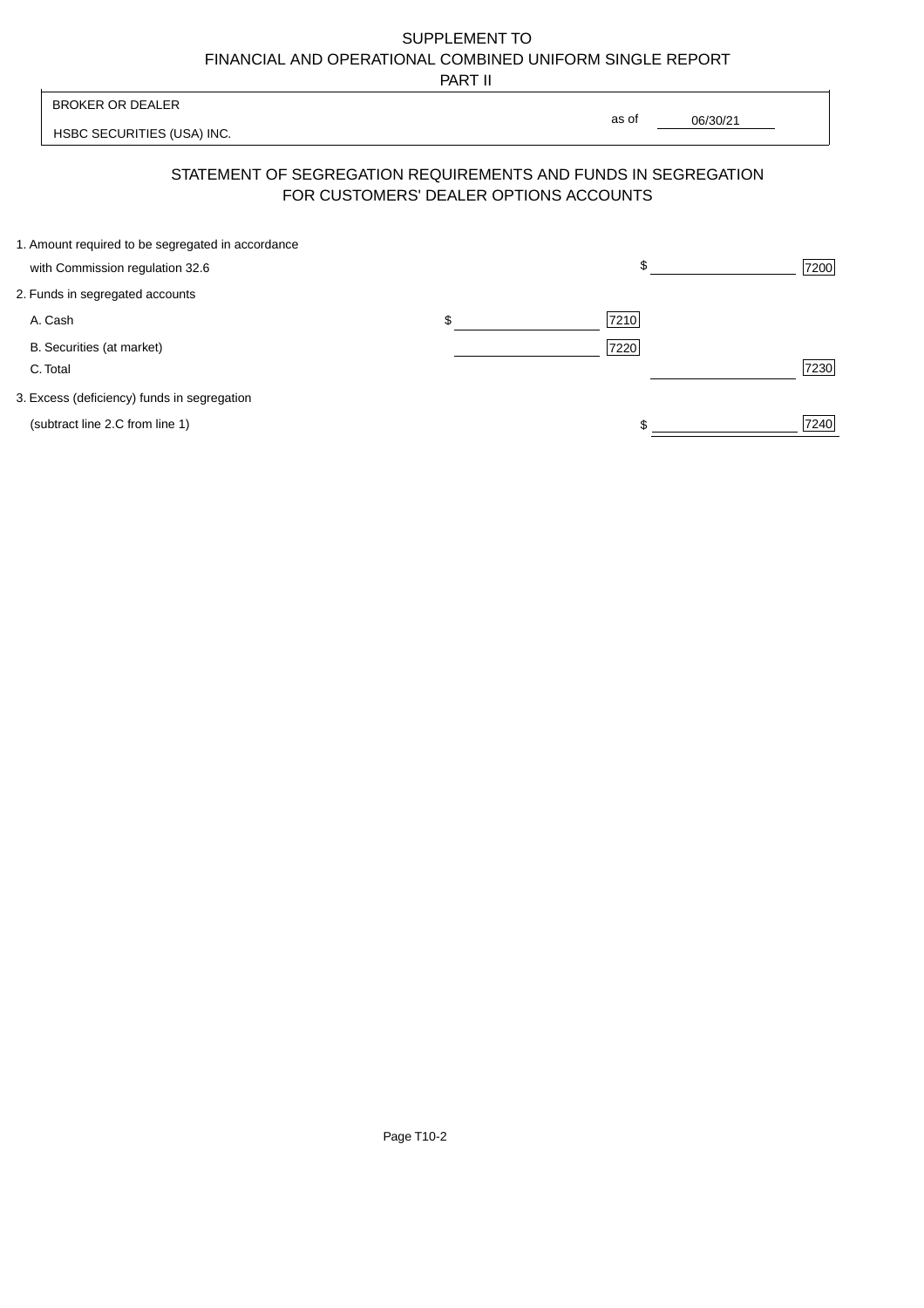SUPPLEMENT TO
FINANCIAL AND OPERATIONAL COMBINED UNIFORM SINGLE REPORT
PART II

BROKER OR DEALER

HSBC SECURITIES (USA) INC.

as of 06/30/21

## STATEMENT OF SEGREGATION REQUIREMENTS AND FUNDS IN SEGREGATION FOR CUSTOMERS' DEALER OPTIONS ACCOUNTS

| | | | | |
|---|---|---|---|---|
| 1. Amount required to be segregated in accordance with Commission regulation 32.6 | | | $ | 7200 |
| 2. Funds in segregated accounts | | | | |
| A. Cash | $ | 7210 | | |
| B. Securities (at market) | | 7220 | | |
| C. Total | | | | 7230 |
| 3. Excess (deficiency) funds in segregation (subtract line 2.C from line 1) | | | $ | 7240 |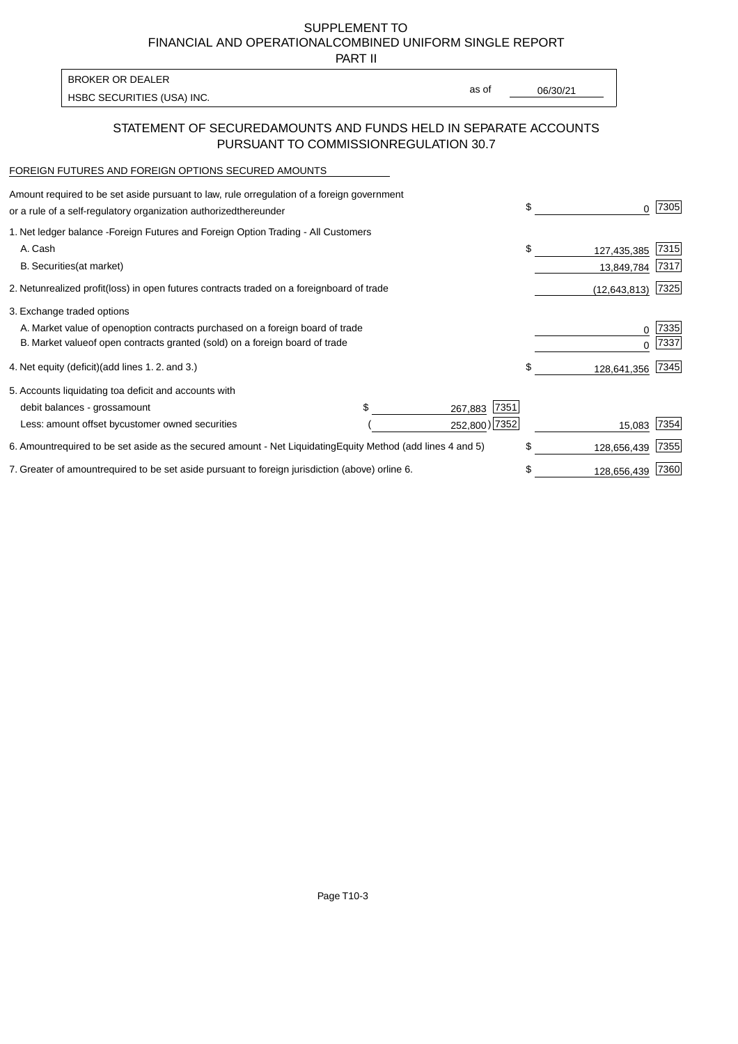SUPPLEMENT TO
FINANCIAL AND OPERATIONALCOMBINED UNIFORM SINGLE REPORT
PART II

| BROKER OR DEALER | | |
|---|---|---|
| HSBC SECURITIES (USA) INC. | as of | 06/30/21 |

## STATEMENT OF SECUREDAMOUNTS AND FUNDS HELD IN SEPARATE ACCOUNTS PURSUANT TO COMMISSIONREGULATION 30.7

FOREIGN FUTURES AND FOREIGN OPTIONS SECURED AMOUNTS

| | | | | |
|---|---|---|---|---|
| Amount required to be set aside pursuant to law, rule orregulation of a foreign government or a rule of a self-regulatory organization authorizedthereunder | | | $ 0 | 7305 |
| 1. Net ledger balance -Foreign Futures and Foreign Option Trading - All Customers | | | | |
| A. Cash | | | $ 127,435,385 | 7315 |
| B. Securities(at market) | | | 13,849,784 | 7317 |
| 2. Netunrealized profit(loss) in open futures contracts traded on a foreignboard of trade | | | (12,643,813) | 7325 |
| 3. Exchange traded options | | | | |
| A. Market value of openoption contracts purchased on a foreign board of trade | | | 0 | 7335 |
| B. Market valueof open contracts granted (sold) on a foreign board of trade | | | 0 | 7337 |
| 4. Net equity (deficit)(add lines 1. 2. and 3.) | | | $ 128,641,356 | 7345 |
| 5. Accounts liquidating toa deficit and accounts with | | | | |
| debit balances - grossamount | $ 267,883 | 7351 | | |
| Less: amount offset bycustomer owned securities | ( 252,800) | 7352 | 15,083 | 7354 |
| 6. Amountrequired to be set aside as the secured amount - Net LiquidatingEquity Method (add lines 4 and 5) | | | $ 128,656,439 | 7355 |
| 7. Greater of amountrequired to be set aside pursuant to foreign jurisdiction (above) orline 6. | | | $ 128,656,439 | 7360 |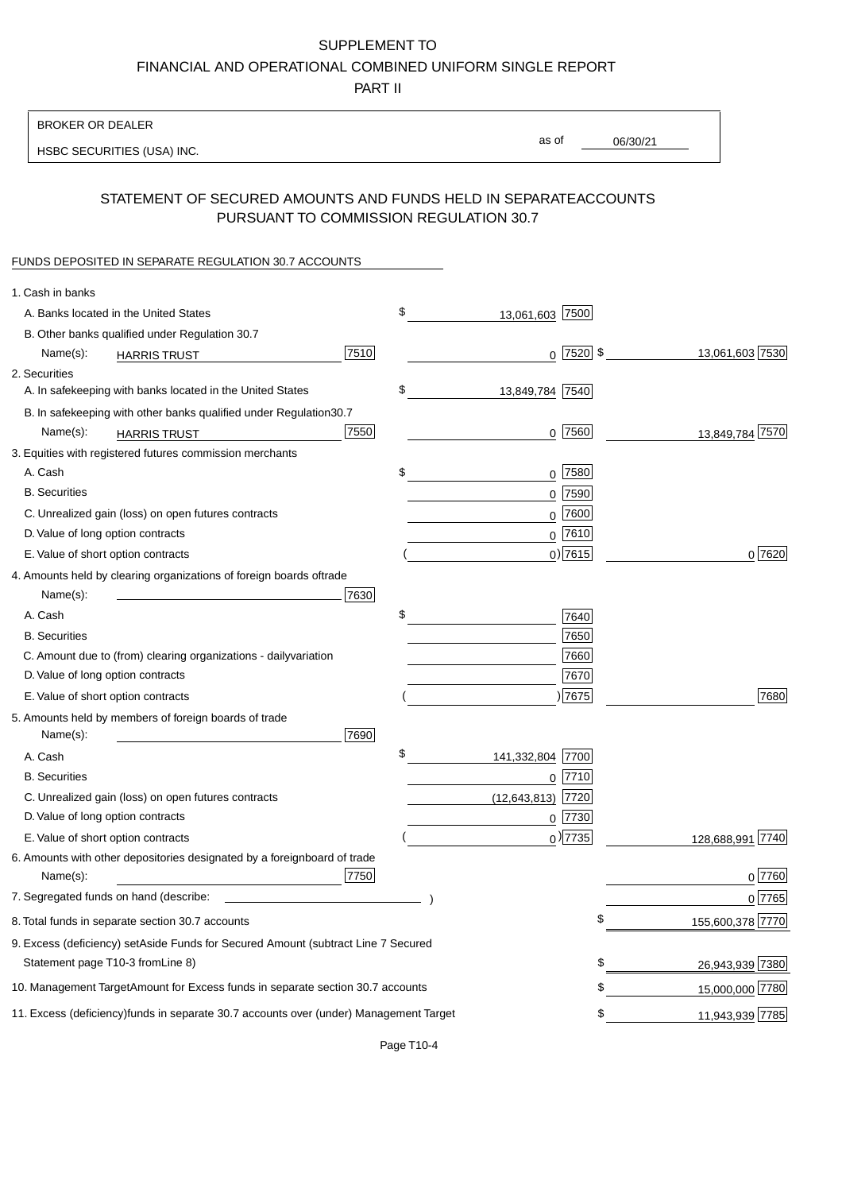SUPPLEMENT TO
FINANCIAL AND OPERATIONAL COMBINED UNIFORM SINGLE REPORT
PART II

BROKER OR DEALER
HSBC SECURITIES (USA) INC.

as of 06/30/21

## STATEMENT OF SECURED AMOUNTS AND FUNDS HELD IN SEPARATEACCOUNTS PURSUANT TO COMMISSION REGULATION 30.7

FUNDS DEPOSITED IN SEPARATE REGULATION 30.7 ACCOUNTS

| | | | |
|---|---|---|---|
| 1. Cash in banks | | | |
| A. Banks located in the United States | | $ 13,061,603 [7500] | |
| B. Other banks qualified under Regulation 30.7 | | | |
| Name(s): HARRIS TRUST | [7510] | 0 [7520] | $ 13,061,603 [7530] |
| 2. Securities | | | |
| A. In safekeeping with banks located in the United States | | $ 13,849,784 [7540] | |
| B. In safekeeping with other banks qualified under Regulation30.7 | | | |
| Name(s): HARRIS TRUST | [7550] | 0 [7560] | 13,849,784 [7570] |
| 3. Equities with registered futures commission merchants | | | |
| A. Cash | | $ 0 [7580] | |
| B. Securities | | 0 [7590] | |
| C. Unrealized gain (loss) on open futures contracts | | 0 [7600] | |
| D. Value of long option contracts | | 0 [7610] | |
| E. Value of short option contracts | | ( 0) [7615] | 0 [7620] |
| 4. Amounts held by clearing organizations of foreign boards oftrade | | | |
| Name(s): | [7630] | | |
| A. Cash | | $ [7640] | |
| B. Securities | | [7650] | |
| C. Amount due to (from) clearing organizations - dailyvariation | | [7660] | |
| D. Value of long option contracts | | [7670] | |
| E. Value of short option contracts | | ( ) [7675] | [7680] |
| 5. Amounts held by members of foreign boards of trade | | | |
| Name(s): | [7690] | | |
| A. Cash | | $ 141,332,804 [7700] | |
| B. Securities | | 0 [7710] | |
| C. Unrealized gain (loss) on open futures contracts | | (12,643,813) [7720] | |
| D. Value of long option contracts | | 0 [7730] | |
| E. Value of short option contracts | | ( 0) [7735] | 128,688,991 [7740] |
| 6. Amounts with other depositories designated by a foreignboard of trade | | | |
| Name(s): | [7750] | | 0 [7760] |
| 7. Segregated funds on hand (describe: ) | | | 0 [7765] |
| 8. Total funds in separate section 30.7 accounts | | | $ 155,600,378 [7770] |
| 9. Excess (deficiency) setAside Funds for Secured Amount (subtract Line 7 Secured Statement page T10-3 fromLine 8) | | | $ 26,943,939 [7380] |
| 10. Management TargetAmount for Excess funds in separate section 30.7 accounts | | | $ 15,000,000 [7780] |
| 11. Excess (deficiency)funds in separate 30.7 accounts over (under) Management Target | | | $ 11,943,939 [7785] |

Page T10-4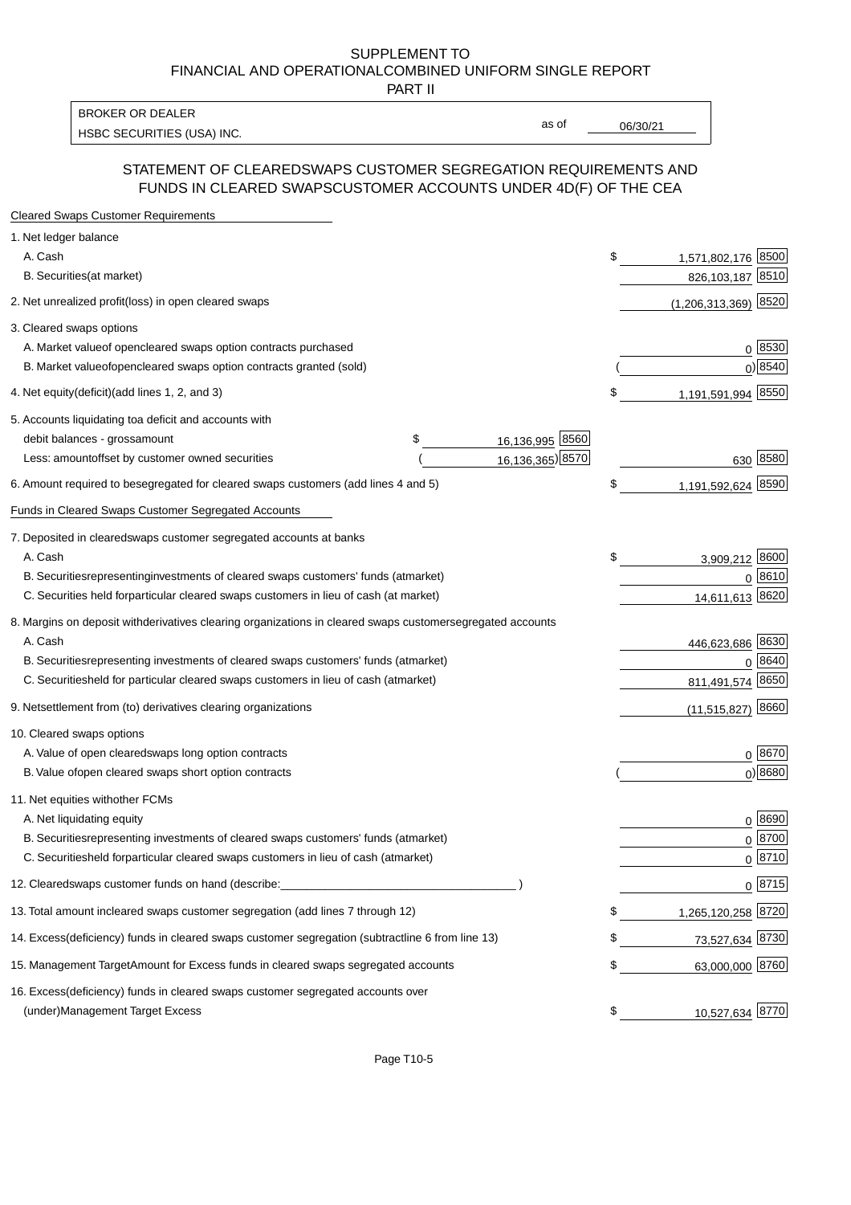SUPPLEMENT TO
FINANCIAL AND OPERATIONAL COMBINED UNIFORM SINGLE REPORT
PART II

| BROKER OR DEALER | | |
|---|---|---|
| HSBC SECURITIES (USA) INC. | as of | 06/30/21 |

## STATEMENT OF CLEARED SWAPS CUSTOMER SEGREGATION REQUIREMENTS AND FUNDS IN CLEARED SWAPS CUSTOMER ACCOUNTS UNDER 4D(F) OF THE CEA

| Cleared Swaps Customer Requirements | | | | |
|---|---|---|---|---|
| 1. Net ledger balance | | | | |
| A. Cash | | | $ 1,571,802,176 | 8500 |
| B. Securities (at market) | | | 826,103,187 | 8510 |
| 2. Net unrealized profit (loss) in open cleared swaps | | | (1,206,313,369) | 8520 |
| 3. Cleared swaps options | | | | |
| A. Market value of open cleared swaps option contracts purchased | | | 0 | 8530 |
| B. Market value of open cleared swaps option contracts granted (sold) | | | ( 0) | 8540 |
| 4. Net equity (deficit) (add lines 1, 2, and 3) | | | $ 1,191,591,994 | 8550 |
| 5. Accounts liquidating to a deficit and accounts with | | | | |
| debit balances - gross amount | $ 16,136,995 | 8560 | | |
| Less: amount offset by customer owned securities | ( 16,136,365) | 8570 | 630 | 8580 |
| 6. Amount required to be segregated for cleared swaps customers (add lines 4 and 5) | | | $ 1,191,592,624 | 8590 |
| **Funds in Cleared Swaps Customer Segregated Accounts** | | | | |
| 7. Deposited in cleared swaps customer segregated accounts at banks | | | | |
| A. Cash | | | $ 3,909,212 | 8600 |
| B. Securities representing investments of cleared swaps customers' funds (at market) | | | 0 | 8610 |
| C. Securities held for particular cleared swaps customers in lieu of cash (at market) | | | 14,611,613 | 8620 |
| 8. Margins on deposit with derivatives clearing organizations in cleared swaps customer segregated accounts | | | | |
| A. Cash | | | 446,623,686 | 8630 |
| B. Securities representing investments of cleared swaps customers' funds (at market) | | | 0 | 8640 |
| C. Securities held for particular cleared swaps customers in lieu of cash (at market) | | | 811,491,574 | 8650 |
| 9. Net settlement from (to) derivatives clearing organizations | | | (11,515,827) | 8660 |
| 10. Cleared swaps options | | | | |
| A. Value of open cleared swaps long option contracts | | | 0 | 8670 |
| B. Value of open cleared swaps short option contracts | | | ( 0) | 8680 |
| 11. Net equities with other FCMs | | | | |
| A. Net liquidating equity | | | 0 | 8690 |
| B. Securities representing investments of cleared swaps customers' funds (at market) | | | 0 | 8700 |
| C. Securities held for particular cleared swaps customers in lieu of cash (at market) | | | 0 | 8710 |
| 12. Cleared swaps customer funds on hand (describe: ___ ) | | | 0 | 8715 |
| 13. Total amount in cleared swaps customer segregation (add lines 7 through 12) | | | $ 1,265,120,258 | 8720 |
| 14. Excess (deficiency) funds in cleared swaps customer segregation (subtract line 6 from line 13) | | | $ 73,527,634 | 8730 |
| 15. Management Target Amount for Excess funds in cleared swaps segregated accounts | | | $ 63,000,000 | 8760 |
| 16. Excess (deficiency) funds in cleared swaps customer segregated accounts over (under) Management Target Excess | | | $ 10,527,634 | 8770 |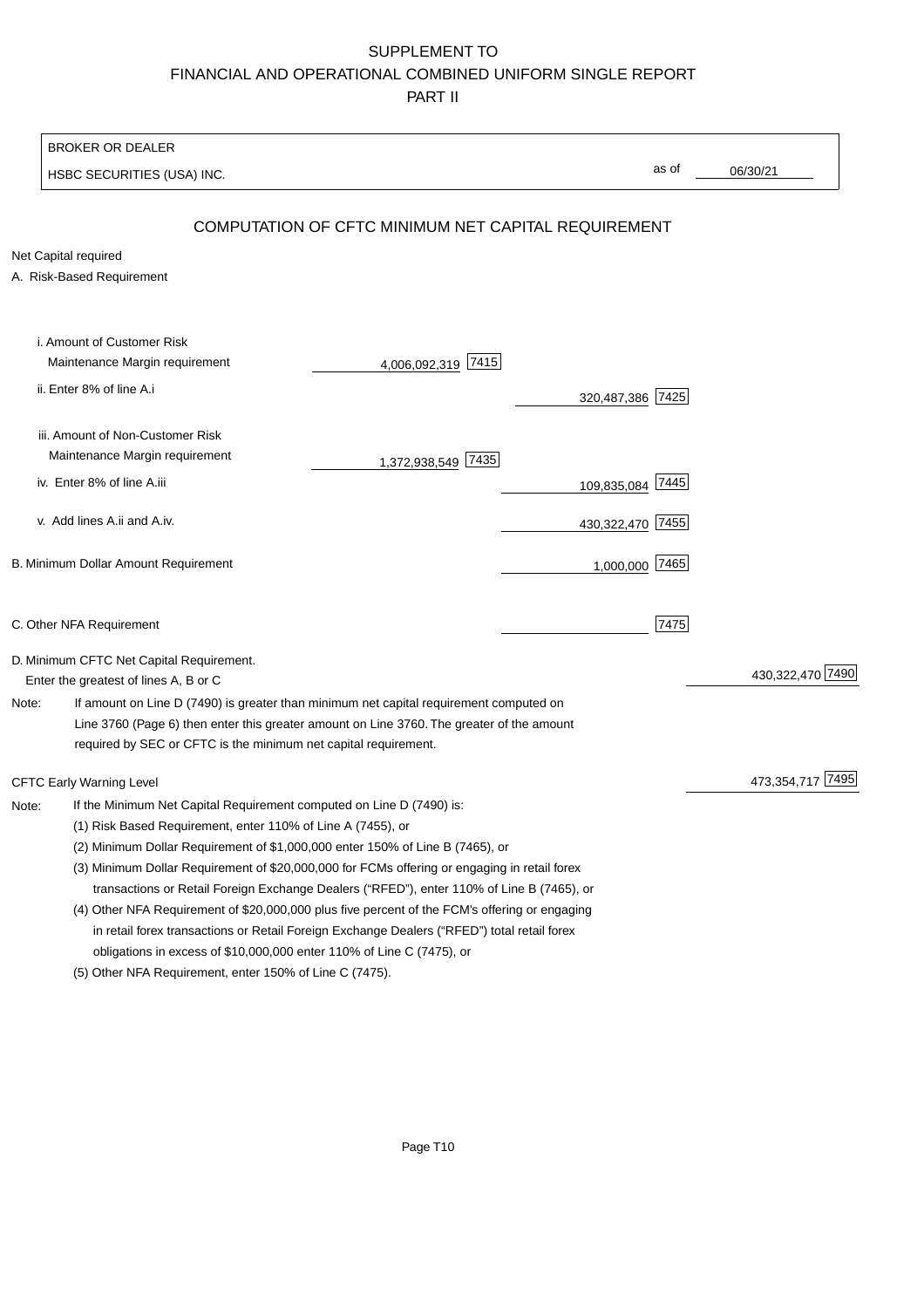# SUPPLEMENT TO
# FINANCIAL AND OPERATIONAL COMBINED UNIFORM SINGLE REPORT
# PART II

| | |
|---|---|
| BROKER OR DEALER | |
| HSBC SECURITIES (USA) INC. | as of 06/30/21 |

## COMPUTATION OF CFTC MINIMUM NET CAPITAL REQUIREMENT

Net Capital required

A. Risk-Based Requirement

| | | | |
|---|---|---|---|
| i. Amount of Customer Risk Maintenance Margin requirement | 4,006,092,319 [7415] | | |
| ii. Enter 8% of line A.i | | 320,487,386 [7425] | |
| iii. Amount of Non-Customer Risk Maintenance Margin requirement | 1,372,938,549 [7435] | | |
| iv. Enter 8% of line A.iii | | 109,835,084 [7445] | |
| v. Add lines A.ii and A.iv. | | 430,322,470 [7455] | |
| B. Minimum Dollar Amount Requirement | | 1,000,000 [7465] | |
| C. Other NFA Requirement | | [7475] | |
| D. Minimum CFTC Net Capital Requirement. Enter the greatest of lines A, B or C | | | 430,322,470 [7490] |

Note: If amount on Line D (7490) is greater than minimum net capital requirement computed on Line 3760 (Page 6) then enter this greater amount on Line 3760. The greater of the amount required by SEC or CFTC is the minimum net capital requirement.

CFTC Early Warning Level — 473,354,717 [7495]

Note: If the Minimum Net Capital Requirement computed on Line D (7490) is:

(1) Risk Based Requirement, enter 110% of Line A (7455), or

(2) Minimum Dollar Requirement of $1,000,000 enter 150% of Line B (7465), or

(3) Minimum Dollar Requirement of $20,000,000 for FCMs offering or engaging in retail forex transactions or Retail Foreign Exchange Dealers ("RFED"), enter 110% of Line B (7465), or

(4) Other NFA Requirement of $20,000,000 plus five percent of the FCM's offering or engaging in retail forex transactions or Retail Foreign Exchange Dealers ("RFED") total retail forex obligations in excess of $10,000,000 enter 110% of Line C (7475), or

(5) Other NFA Requirement, enter 150% of Line C (7475).